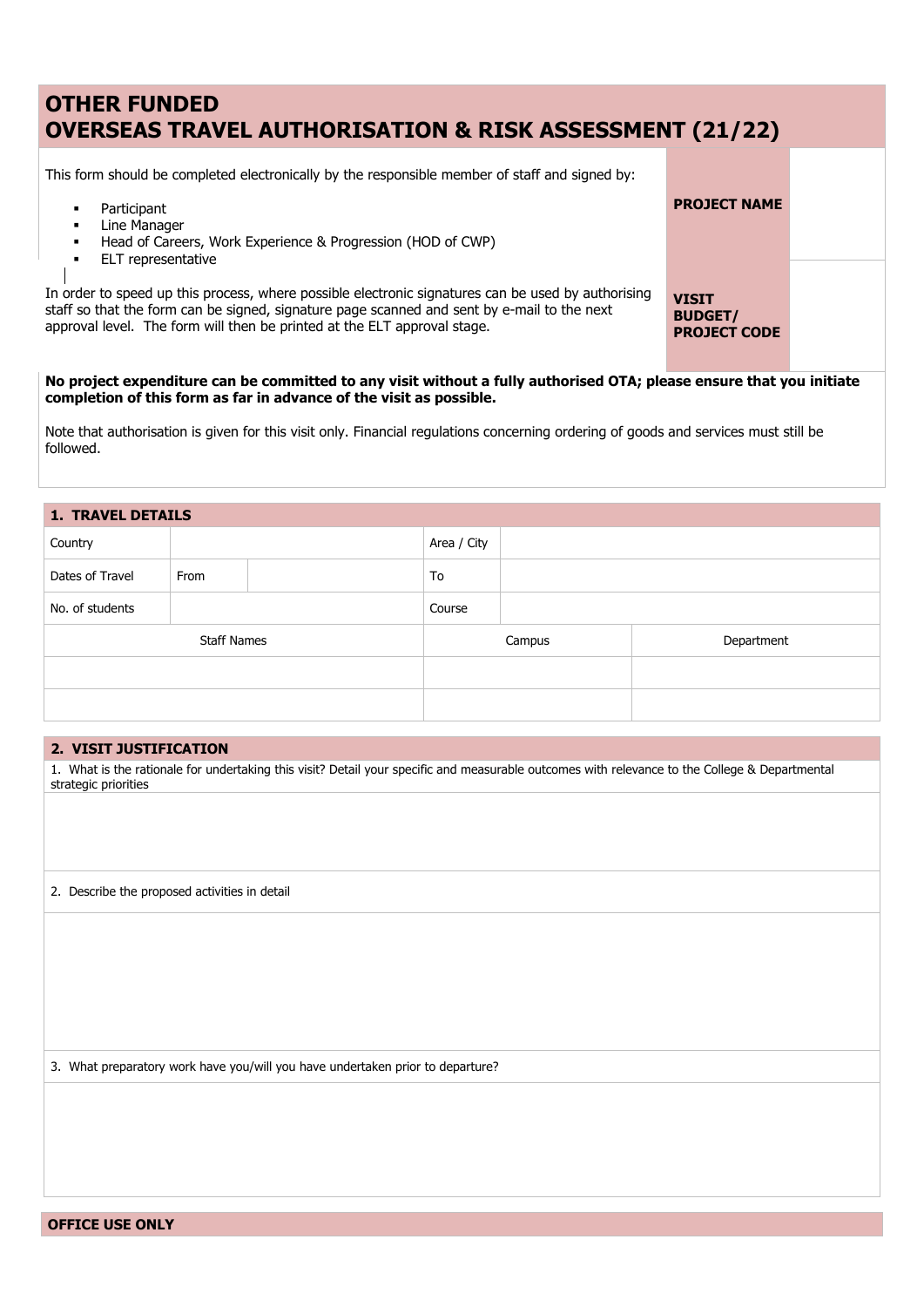# OTHER FUNDED
# OVERSEAS TRAVEL AUTHORISATION & RISK ASSESSMENT (21/22)

This form should be completed electronically by the responsible member of staff and signed by:

- Participant
- Line Manager
- Head of Careers, Work Experience & Progression (HOD of CWP)
- ELT representative

In order to speed up this process, where possible electronic signatures can be used by authorising staff so that the form can be signed, signature page scanned and sent by e-mail to the next approval level. The form will then be printed at the ELT approval stage.

| **PROJECT NAME** | |
|---|---|
| **VISIT BUDGET/ PROJECT CODE** | |

**No project expenditure can be committed to any visit without a fully authorised OTA; please ensure that you initiate completion of this form as far in advance of the visit as possible.**

Note that authorisation is given for this visit only. Financial regulations concerning ordering of goods and services must still be followed.

## 1. TRAVEL DETAILS

| Country | | | Area / City | | |
|---|---|---|---|---|---|
| Dates of Travel | From | | To | | |
| No. of students | | | Course | | |
| Staff Names | | | Campus | | Department |
| | | | | | |
| | | | | | |

## 2. VISIT JUSTIFICATION

1. What is the rationale for undertaking this visit? Detail your specific and measurable outcomes with relevance to the College & Departmental strategic priorities

2. Describe the proposed activities in detail

3. What preparatory work have you/will you have undertaken prior to departure?

**OFFICE USE ONLY**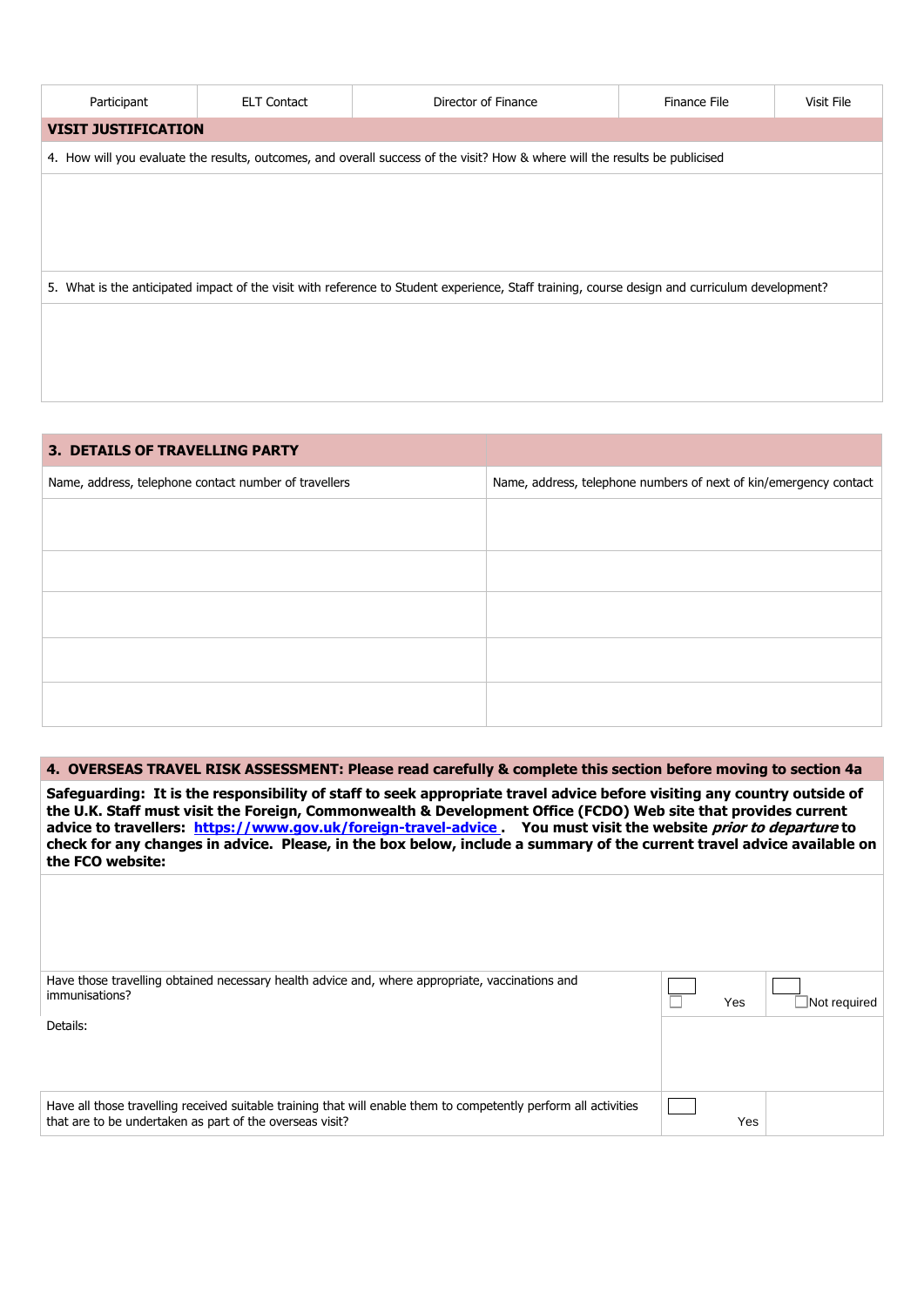| Participant | ELT Contact | Director of Finance | Finance File | Visit File |
|---|---|---|---|---|

| **VISIT JUSTIFICATION** |
|---|
| 4. How will you evaluate the results, outcomes, and overall success of the visit? How & where will the results be publicised |
| |
| 5. What is the anticipated impact of the visit with reference to Student experience, Staff training, course design and curriculum development? |
| |

| **3. DETAILS OF TRAVELLING PARTY** | |
|---|---|
| Name, address, telephone contact number of travellers | Name, address, telephone numbers of next of kin/emergency contact |
| | |
| | |
| | |
| | |
| | |

| **4. OVERSEAS TRAVEL RISK ASSESSMENT: Please read carefully & complete this section before moving to section 4a** | | |
|---|---|---|
| **Safeguarding: It is the responsibility of staff to seek appropriate travel advice before visiting any country outside of the U.K. Staff must visit the Foreign, Commonwealth & Development Office (FCDO) Web site that provides current advice to travellers: [https://www.gov.uk/foreign-travel-advice](https://www.gov.uk/foreign-travel-advice) . You must visit the website *prior to departure* to check for any changes in advice. Please, in the box below, include a summary of the current travel advice available on the FCO website:** | | |
| | | |
| Have those travelling obtained necessary health advice and, where appropriate, vaccinations and immunisations? | ☐ Yes | ☐ Not required |
| Details: | | |
| Have all those travelling received suitable training that will enable them to competently perform all activities that are to be undertaken as part of the overseas visit? | ☐ Yes | |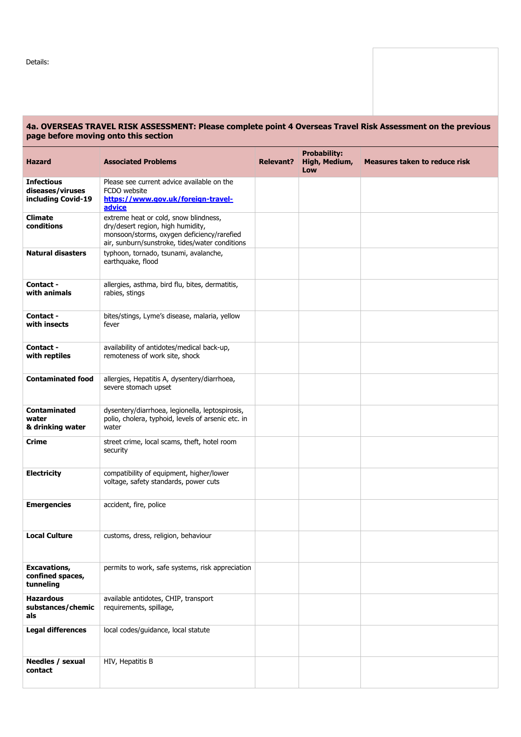Details:

## 4a. OVERSEAS TRAVEL RISK ASSESSMENT: Please complete point 4 Overseas Travel Risk Assessment on the previous page before moving onto this section

| Hazard | Associated Problems | Relevant? | Probability: High, Medium, Low | Measures taken to reduce risk |
|---|---|---|---|---|
| **Infectious diseases/viruses including Covid-19** | Please see current advice available on the FCDO website **https://www.gov.uk/foreign-travel-advice** | | | |
| **Climate conditions** | extreme heat or cold, snow blindness, dry/desert region, high humidity, monsoon/storms, oxygen deficiency/rarefied air, sunburn/sunstroke, tides/water conditions | | | |
| **Natural disasters** | typhoon, tornado, tsunami, avalanche, earthquake, flood | | | |
| **Contact - with animals** | allergies, asthma, bird flu, bites, dermatitis, rabies, stings | | | |
| **Contact - with insects** | bites/stings, Lyme's disease, malaria, yellow fever | | | |
| **Contact - with reptiles** | availability of antidotes/medical back-up, remoteness of work site, shock | | | |
| **Contaminated food** | allergies, Hepatitis A, dysentery/diarrhoea, severe stomach upset | | | |
| **Contaminated water & drinking water** | dysentery/diarrhoea, legionella, leptospirosis, polio, cholera, typhoid, levels of arsenic etc. in water | | | |
| **Crime** | street crime, local scams, theft, hotel room security | | | |
| **Electricity** | compatibility of equipment, higher/lower voltage, safety standards, power cuts | | | |
| **Emergencies** | accident, fire, police | | | |
| **Local Culture** | customs, dress, religion, behaviour | | | |
| **Excavations, confined spaces, tunneling** | permits to work, safe systems, risk appreciation | | | |
| **Hazardous substances/chemicals** | available antidotes, CHIP, transport requirements, spillage, | | | |
| **Legal differences** | local codes/guidance, local statute | | | |
| **Needles / sexual contact** | HIV, Hepatitis B | | | |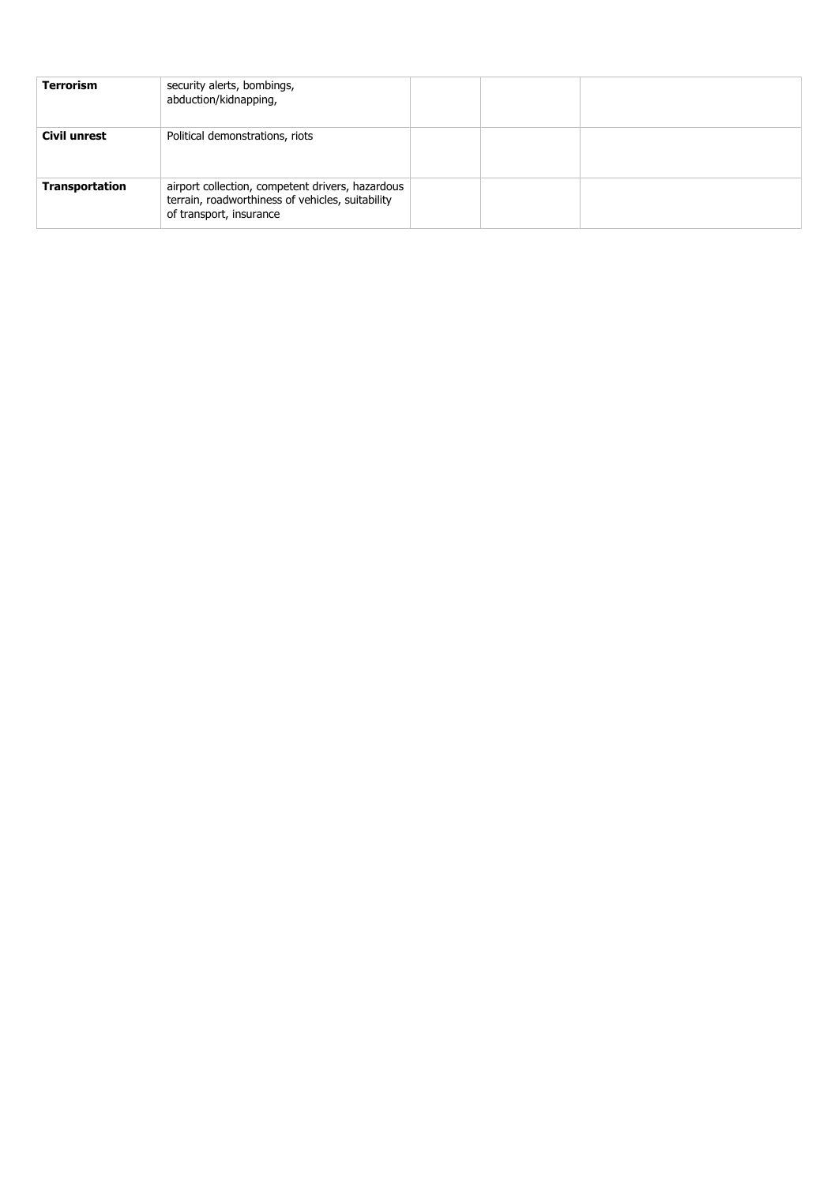| | | | | |
|---|---|---|---|---|
| **Terrorism** | security alerts, bombings, abduction/kidnapping, | | | |
| **Civil unrest** | Political demonstrations, riots | | | |
| **Transportation** | airport collection, competent drivers, hazardous terrain, roadworthiness of vehicles, suitability of transport, insurance | | | |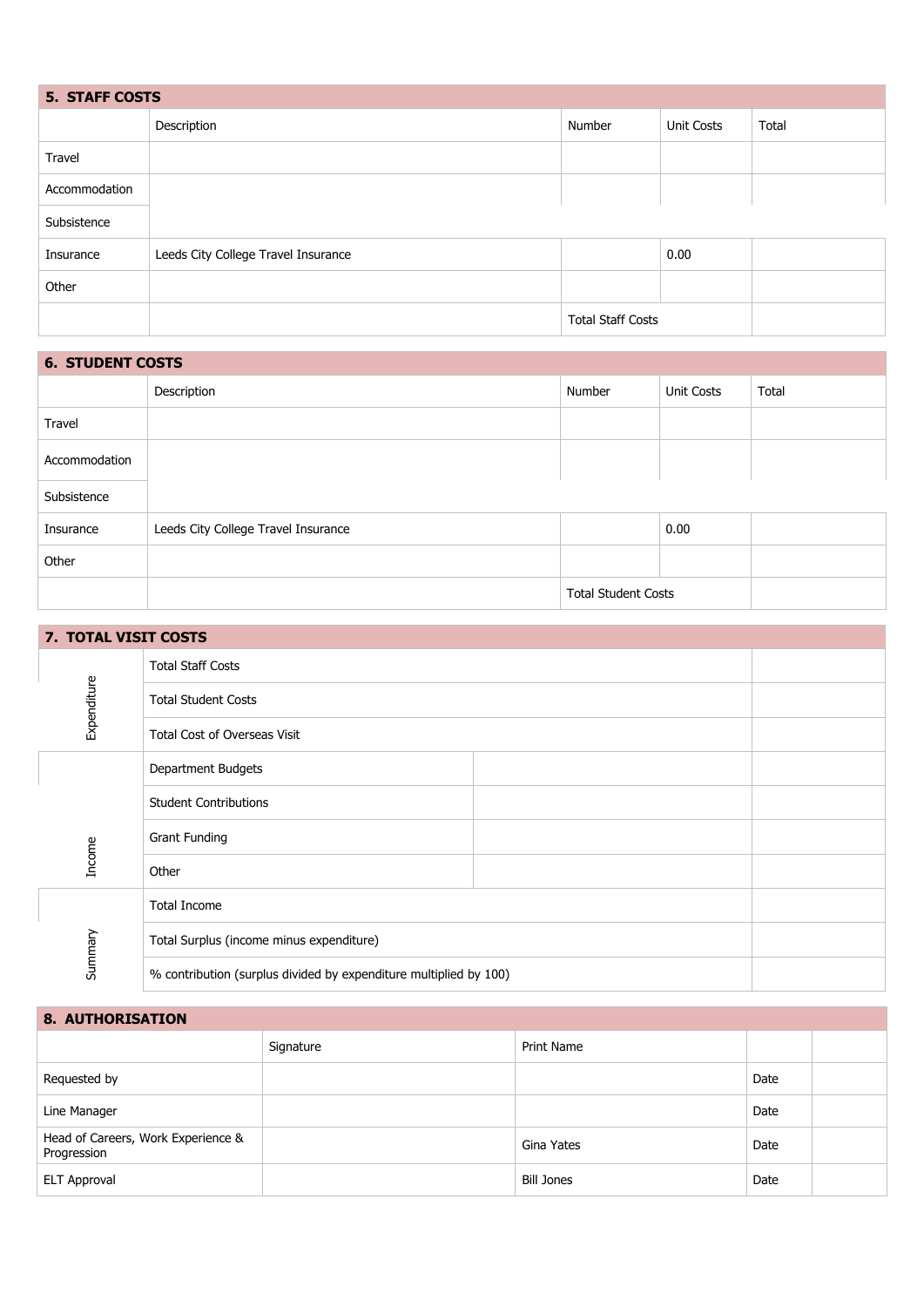## 5. STAFF COSTS

| | Description | Number | Unit Costs | Total |
|---|---|---|---|---|
| Travel | | | | |
| Accommodation | | | | |
| Subsistence | | | | |
| Insurance | Leeds City College Travel Insurance | | 0.00 | |
| Other | | | | |
| | | Total Staff Costs | | |

## 6. STUDENT COSTS

| | Description | Number | Unit Costs | Total |
|---|---|---|---|---|
| Travel | | | | |
| Accommodation | | | | |
| Subsistence | | | | |
| Insurance | Leeds City College Travel Insurance | | 0.00 | |
| Other | | | | |
| | | Total Student Costs | | |

## 7. TOTAL VISIT COSTS

| | | | |
|---|---|---|---|
| Expenditure | Total Staff Costs | | |
| | Total Student Costs | | |
| | Total Cost of Overseas Visit | | |
| Income | Department Budgets | | |
| | Student Contributions | | |
| | Grant Funding | | |
| | Other | | |
| Summary | Total Income | | |
| | Total Surplus (income minus expenditure) | | |
| | % contribution (surplus divided by expenditure multiplied by 100) | | |

## 8. AUTHORISATION

| | Signature | Print Name | | |
|---|---|---|---|---|
| Requested by | | | Date | |
| Line Manager | | | Date | |
| Head of Careers, Work Experience & Progression | | Gina Yates | Date | |
| ELT Approval | | Bill Jones | Date | |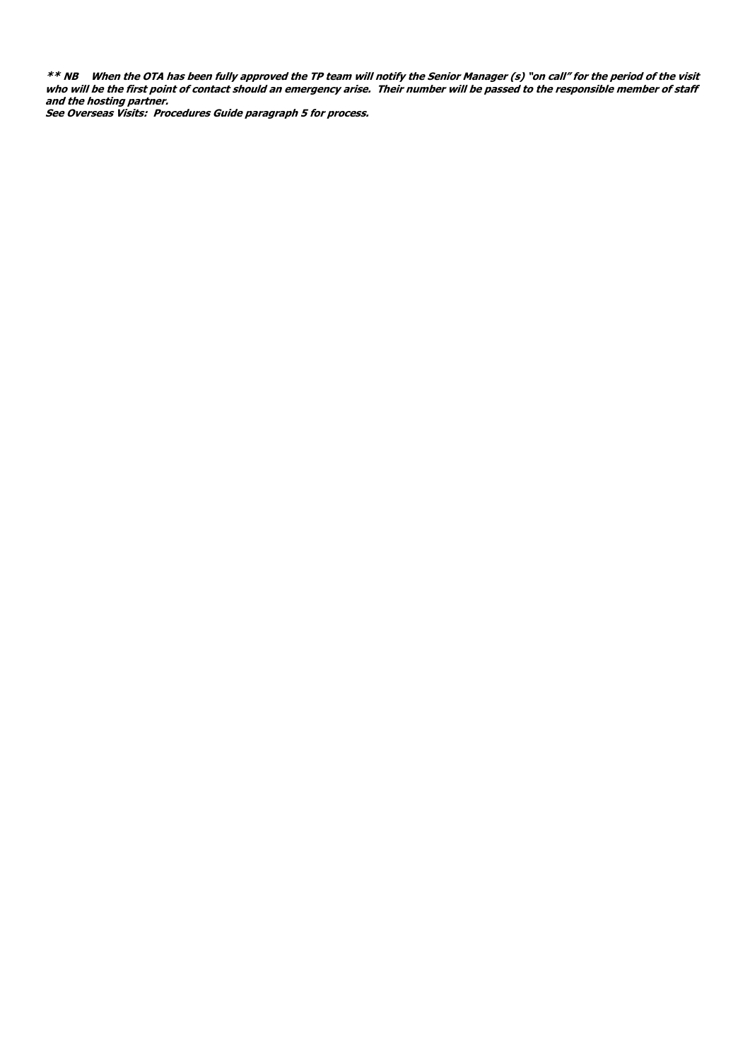***\*\* NB    When the OTA has been fully approved the TP team will notify the Senior Manager (s) "on call" for the period of the visit who will be the first point of contact should an emergency arise.  Their number will be passed to the responsible member of staff and the hosting partner.***

***See Overseas Visits:  Procedures Guide paragraph 5 for process.***